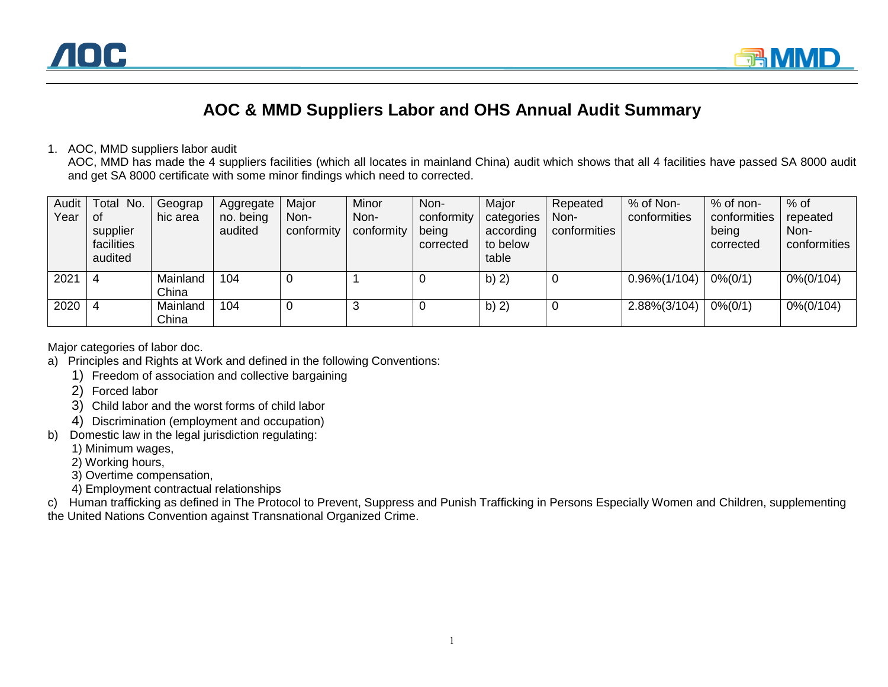# AOC & MMD Suppliers Labor and OHS Annual Audit Summary

1. AOC, MMD suppliers labor audit

   AOC, MMD has made the 4 suppliers facilities (which all locates in mainland China) audit which shows that all 4 facilities have passed SA 8000 audit and get SA 8000 certificate with some minor findings which need to corrected.

| Audit Year | Total No. of supplier facilities audited | Geographic area | Aggregate no. being audited | Major Non-conformity | Minor Non-conformity | Non-conformity being corrected | Major categories according to below table | Repeated Non-conformities | % of Non-conformities | % of non-conformities being corrected | % of repeated Non-conformities |
|---|---|---|---|---|---|---|---|---|---|---|---|
| 2021 | 4 | Mainland China | 104 | 0 | 1 | 0 | b) 2) | 0 | 0.96%(1/104) | 0%(0/1) | 0%(0/104) |
| 2020 | 4 | Mainland China | 104 | 0 | 3 | 0 | b) 2) | 0 | 2.88%(3/104) | 0%(0/1) | 0%(0/104) |

Major categories of labor doc.

a) Principles and Rights at Work and defined in the following Conventions:
   1) Freedom of association and collective bargaining
   2) Forced labor
   3) Child labor and the worst forms of child labor
   4) Discrimination (employment and occupation)

b) Domestic law in the legal jurisdiction regulating:
   1) Minimum wages,
   2) Working hours,
   3) Overtime compensation,
   4) Employment contractual relationships

c) Human trafficking as defined in The Protocol to Prevent, Suppress and Punish Trafficking in Persons Especially Women and Children, supplementing the United Nations Convention against Transnational Organized Crime.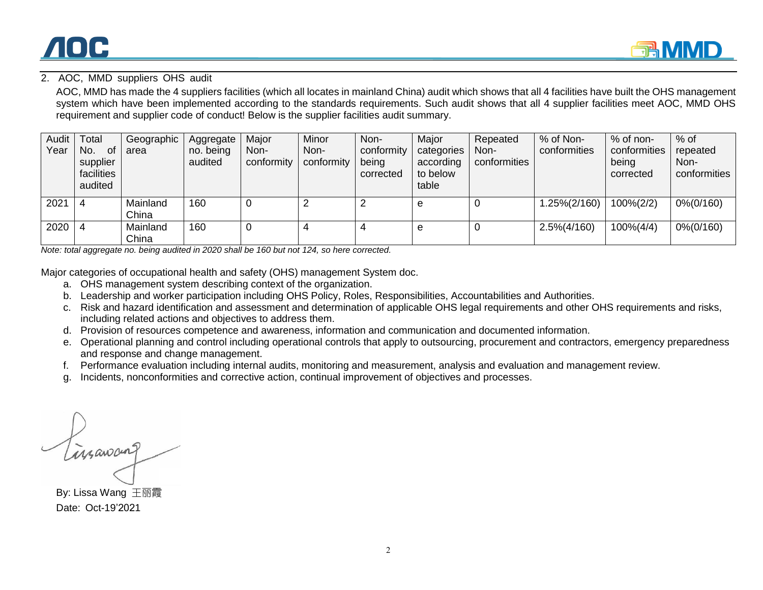2. AOC, MMD suppliers OHS audit

AOC, MMD has made the 4 suppliers facilities (which all locates in mainland China) audit which shows that all 4 facilities have built the OHS management system which have been implemented according to the standards requirements. Such audit shows that all 4 supplier facilities meet AOC, MMD OHS requirement and supplier code of conduct! Below is the supplier facilities audit summary.

| Audit Year | Total No. of supplier facilities audited | Geographic area | Aggregate no. being audited | Major Non-conformity | Minor Non-conformity | Non-conformity being corrected | Major categories according to below table | Repeated Non-conformities | % of Non-conformities | % of non-conformities being corrected | % of repeated Non-conformities |
|---|---|---|---|---|---|---|---|---|---|---|---|
| 2021 | 4 | Mainland China | 160 | 0 | 2 | 2 | e | 0 | 1.25%(2/160) | 100%(2/2) | 0%(0/160) |
| 2020 | 4 | Mainland China | 160 | 0 | 4 | 4 | e | 0 | 2.5%(4/160) | 100%(4/4) | 0%(0/160) |

*Note: total aggregate no. being audited in 2020 shall be 160 but not 124, so here corrected.*

Major categories of occupational health and safety (OHS) management System doc.

a. OHS management system describing context of the organization.
b. Leadership and worker participation including OHS Policy, Roles, Responsibilities, Accountabilities and Authorities.
c. Risk and hazard identification and assessment and determination of applicable OHS legal requirements and other OHS requirements and risks, including related actions and objectives to address them.
d. Provision of resources competence and awareness, information and communication and documented information.
e. Operational planning and control including operational controls that apply to outsourcing, procurement and contractors, emergency preparedness and response and change management.
f. Performance evaluation including internal audits, monitoring and measurement, analysis and evaluation and management review.
g. Incidents, nonconformities and corrective action, continual improvement of objectives and processes.

By: Lissa Wang 王丽霞

Date: Oct-19'2021